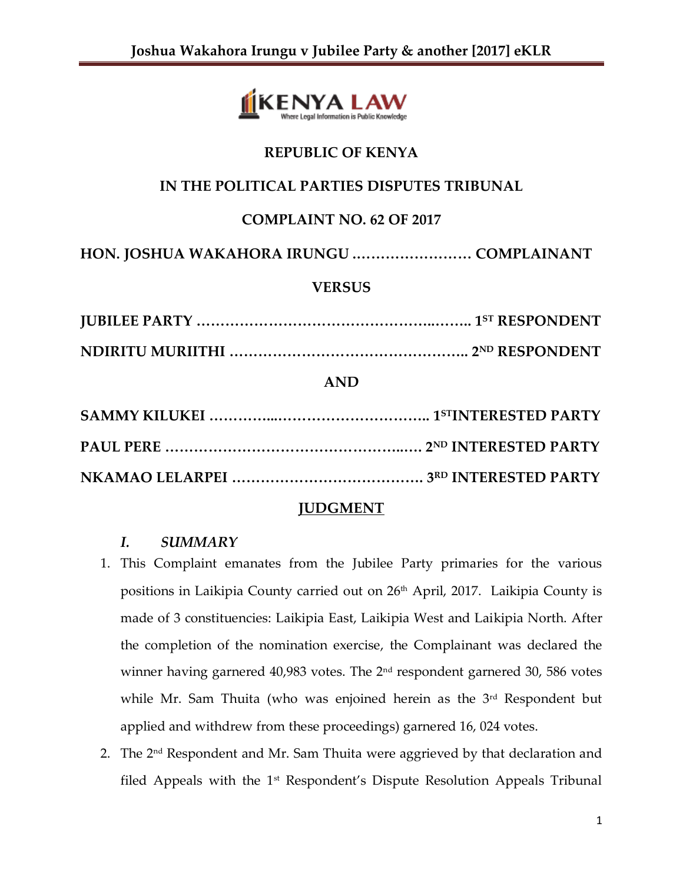**REPUBLIC OF KENYA**

**IN THE POLITICAL PARTIES DISPUTES TRIBUNAL**

**COMPLAINT NO. 62 OF 2017**

**HON. JOSHUA WAKAHORA IRUNGU ……………………… COMPLAINANT**

**VERSUS**

**JUBILEE PARTY …………………………………………..…….. 1ST RESPONDENT**

**NDIRITU MURIITHI ………………………………………….. 2ND RESPONDENT**

**AND**

**SAMMY KILUKEI …………...………………………….. 1STINTERESTED PARTY**

**PAUL PERE …………………………………………..…. 2ND INTERESTED PARTY**

**NKAMAO LELARPEI …………………………………. 3RD INTERESTED PARTY**

## JUDGMENT

### *I. SUMMARY*

1. This Complaint emanates from the Jubilee Party primaries for the various positions in Laikipia County carried out on 26th April, 2017. Laikipia County is made of 3 constituencies: Laikipia East, Laikipia West and Laikipia North. After the completion of the nomination exercise, the Complainant was declared the winner having garnered 40,983 votes. The 2nd respondent garnered 30, 586 votes while Mr. Sam Thuita (who was enjoined herein as the 3rd Respondent but applied and withdrew from these proceedings) garnered 16, 024 votes.
2. The 2nd Respondent and Mr. Sam Thuita were aggrieved by that declaration and filed Appeals with the 1st Respondent's Dispute Resolution Appeals Tribunal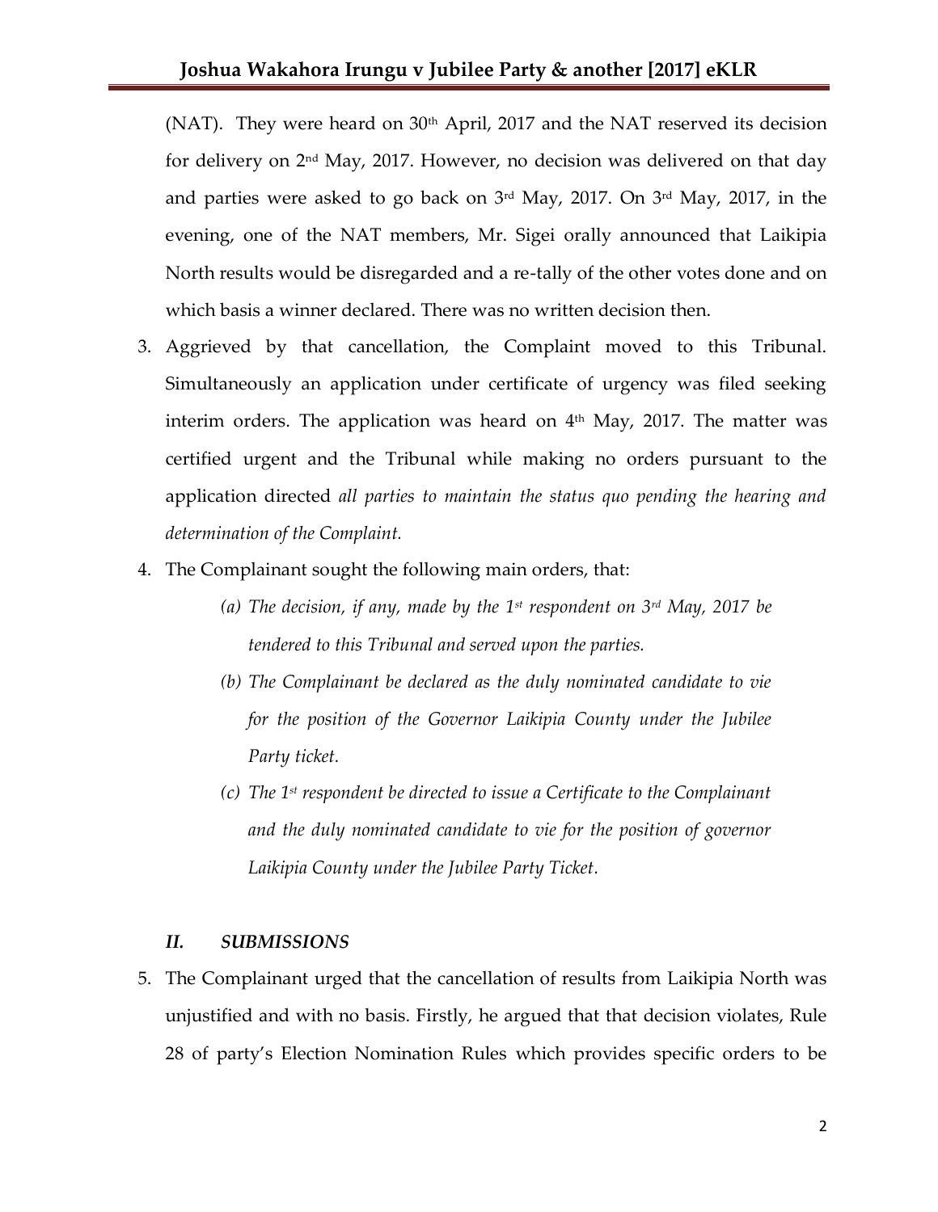(NAT). They were heard on 30th April, 2017 and the NAT reserved its decision for delivery on 2nd May, 2017. However, no decision was delivered on that day and parties were asked to go back on 3rd May, 2017. On 3rd May, 2017, in the evening, one of the NAT members, Mr. Sigei orally announced that Laikipia North results would be disregarded and a re-tally of the other votes done and on which basis a winner declared. There was no written decision then.

3. Aggrieved by that cancellation, the Complaint moved to this Tribunal. Simultaneously an application under certificate of urgency was filed seeking interim orders. The application was heard on 4th May, 2017. The matter was certified urgent and the Tribunal while making no orders pursuant to the application directed *all parties to maintain the status quo pending the hearing and determination of the Complaint.*

4. The Complainant sought the following main orders, that:

   *(a) The decision, if any, made by the 1st respondent on 3rd May, 2017 be tendered to this Tribunal and served upon the parties.*

   *(b) The Complainant be declared as the duly nominated candidate to vie for the position of the Governor Laikipia County under the Jubilee Party ticket.*

   *(c) The 1st respondent be directed to issue a Certificate to the Complainant and the duly nominated candidate to vie for the position of governor Laikipia County under the Jubilee Party Ticket.*

### *II. SUBMISSIONS*

5. The Complainant urged that the cancellation of results from Laikipia North was unjustified and with no basis. Firstly, he argued that that decision violates, Rule 28 of party's Election Nomination Rules which provides specific orders to be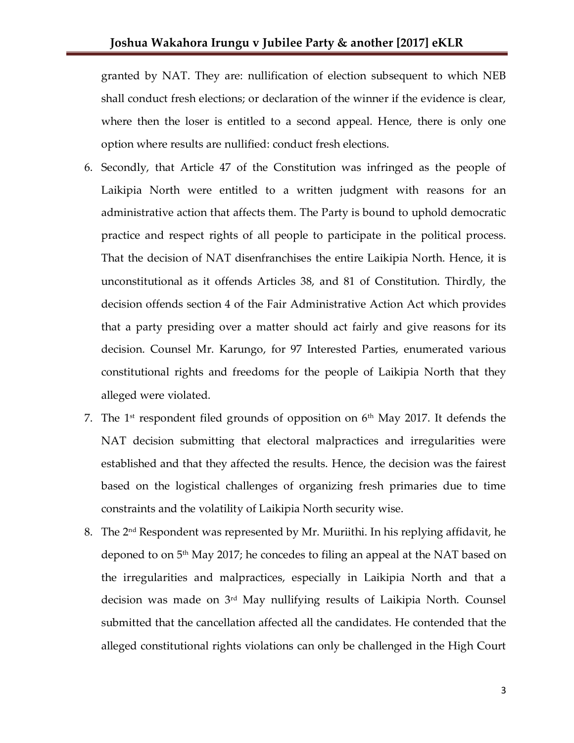granted by NAT. They are: nullification of election subsequent to which NEB shall conduct fresh elections; or declaration of the winner if the evidence is clear, where then the loser is entitled to a second appeal. Hence, there is only one option where results are nullified: conduct fresh elections.

6. Secondly, that Article 47 of the Constitution was infringed as the people of Laikipia North were entitled to a written judgment with reasons for an administrative action that affects them. The Party is bound to uphold democratic practice and respect rights of all people to participate in the political process. That the decision of NAT disenfranchises the entire Laikipia North. Hence, it is unconstitutional as it offends Articles 38, and 81 of Constitution. Thirdly, the decision offends section 4 of the Fair Administrative Action Act which provides that a party presiding over a matter should act fairly and give reasons for its decision. Counsel Mr. Karungo, for 97 Interested Parties, enumerated various constitutional rights and freedoms for the people of Laikipia North that they alleged were violated.
7. The 1st respondent filed grounds of opposition on 6th May 2017. It defends the NAT decision submitting that electoral malpractices and irregularities were established and that they affected the results. Hence, the decision was the fairest based on the logistical challenges of organizing fresh primaries due to time constraints and the volatility of Laikipia North security wise.
8. The 2nd Respondent was represented by Mr. Muriithi. In his replying affidavit, he deponed to on 5th May 2017; he concedes to filing an appeal at the NAT based on the irregularities and malpractices, especially in Laikipia North and that a decision was made on 3rd May nullifying results of Laikipia North. Counsel submitted that the cancellation affected all the candidates. He contended that the alleged constitutional rights violations can only be challenged in the High Court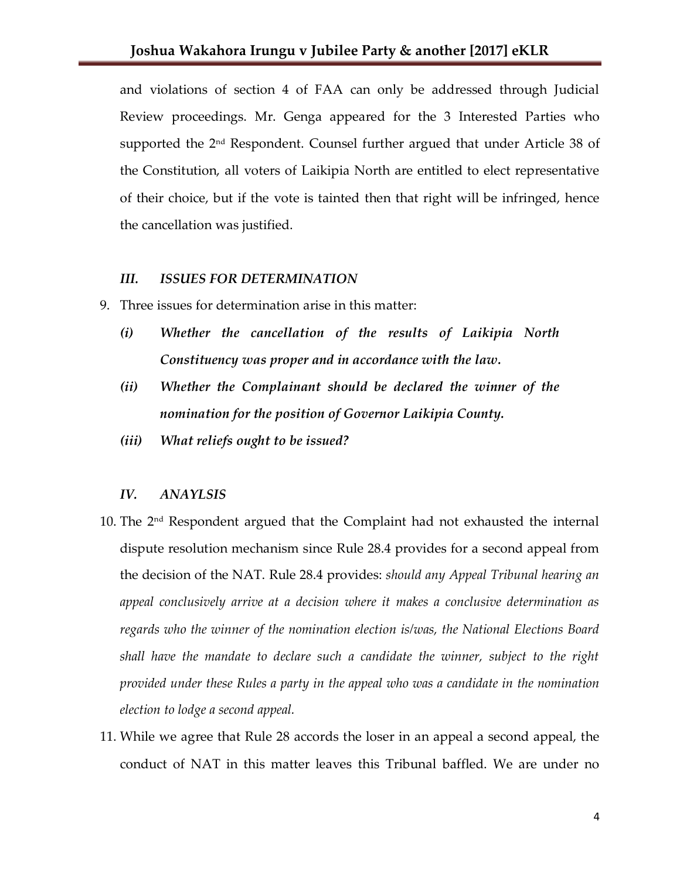and violations of section 4 of FAA can only be addressed through Judicial Review proceedings. Mr. Genga appeared for the 3 Interested Parties who supported the 2nd Respondent. Counsel further argued that under Article 38 of the Constitution, all voters of Laikipia North are entitled to elect representative of their choice, but if the vote is tainted then that right will be infringed, hence the cancellation was justified.

### *III. ISSUES FOR DETERMINATION*

9. Three issues for determination arise in this matter:

   ***(i) Whether the cancellation of the results of Laikipia North Constituency was proper and in accordance with the law.***

   ***(ii) Whether the Complainant should be declared the winner of the nomination for the position of Governor Laikipia County.***

   ***(iii) What reliefs ought to be issued?***

### *IV. ANAYLSIS*

10. The 2nd Respondent argued that the Complaint had not exhausted the internal dispute resolution mechanism since Rule 28.4 provides for a second appeal from the decision of the NAT. Rule 28.4 provides: *should any Appeal Tribunal hearing an appeal conclusively arrive at a decision where it makes a conclusive determination as regards who the winner of the nomination election is/was, the National Elections Board shall have the mandate to declare such a candidate the winner, subject to the right provided under these Rules a party in the appeal who was a candidate in the nomination election to lodge a second appeal.*

11. While we agree that Rule 28 accords the loser in an appeal a second appeal, the conduct of NAT in this matter leaves this Tribunal baffled. We are under no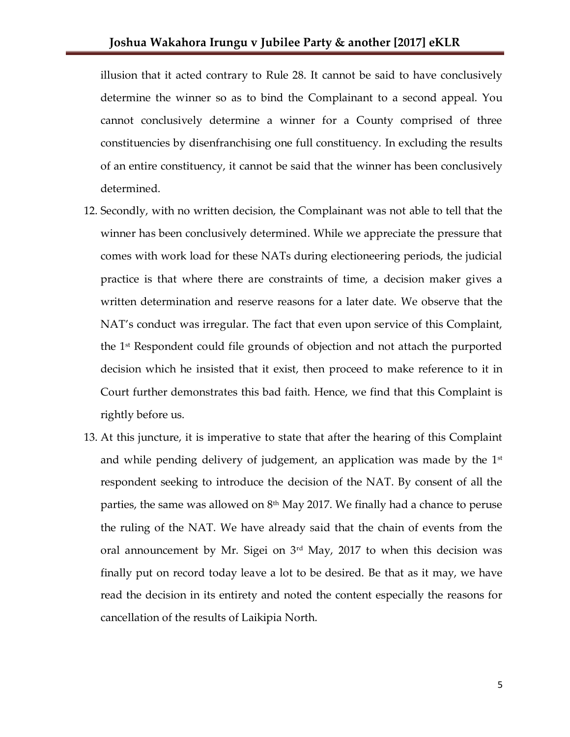illusion that it acted contrary to Rule 28. It cannot be said to have conclusively determine the winner so as to bind the Complainant to a second appeal. You cannot conclusively determine a winner for a County comprised of three constituencies by disenfranchising one full constituency. In excluding the results of an entire constituency, it cannot be said that the winner has been conclusively determined.

12. Secondly, with no written decision, the Complainant was not able to tell that the winner has been conclusively determined. While we appreciate the pressure that comes with work load for these NATs during electioneering periods, the judicial practice is that where there are constraints of time, a decision maker gives a written determination and reserve reasons for a later date. We observe that the NAT's conduct was irregular. The fact that even upon service of this Complaint, the 1st Respondent could file grounds of objection and not attach the purported decision which he insisted that it exist, then proceed to make reference to it in Court further demonstrates this bad faith. Hence, we find that this Complaint is rightly before us.
13. At this juncture, it is imperative to state that after the hearing of this Complaint and while pending delivery of judgement, an application was made by the 1st respondent seeking to introduce the decision of the NAT. By consent of all the parties, the same was allowed on 8th May 2017. We finally had a chance to peruse the ruling of the NAT. We have already said that the chain of events from the oral announcement by Mr. Sigei on 3rd May, 2017 to when this decision was finally put on record today leave a lot to be desired. Be that as it may, we have read the decision in its entirety and noted the content especially the reasons for cancellation of the results of Laikipia North.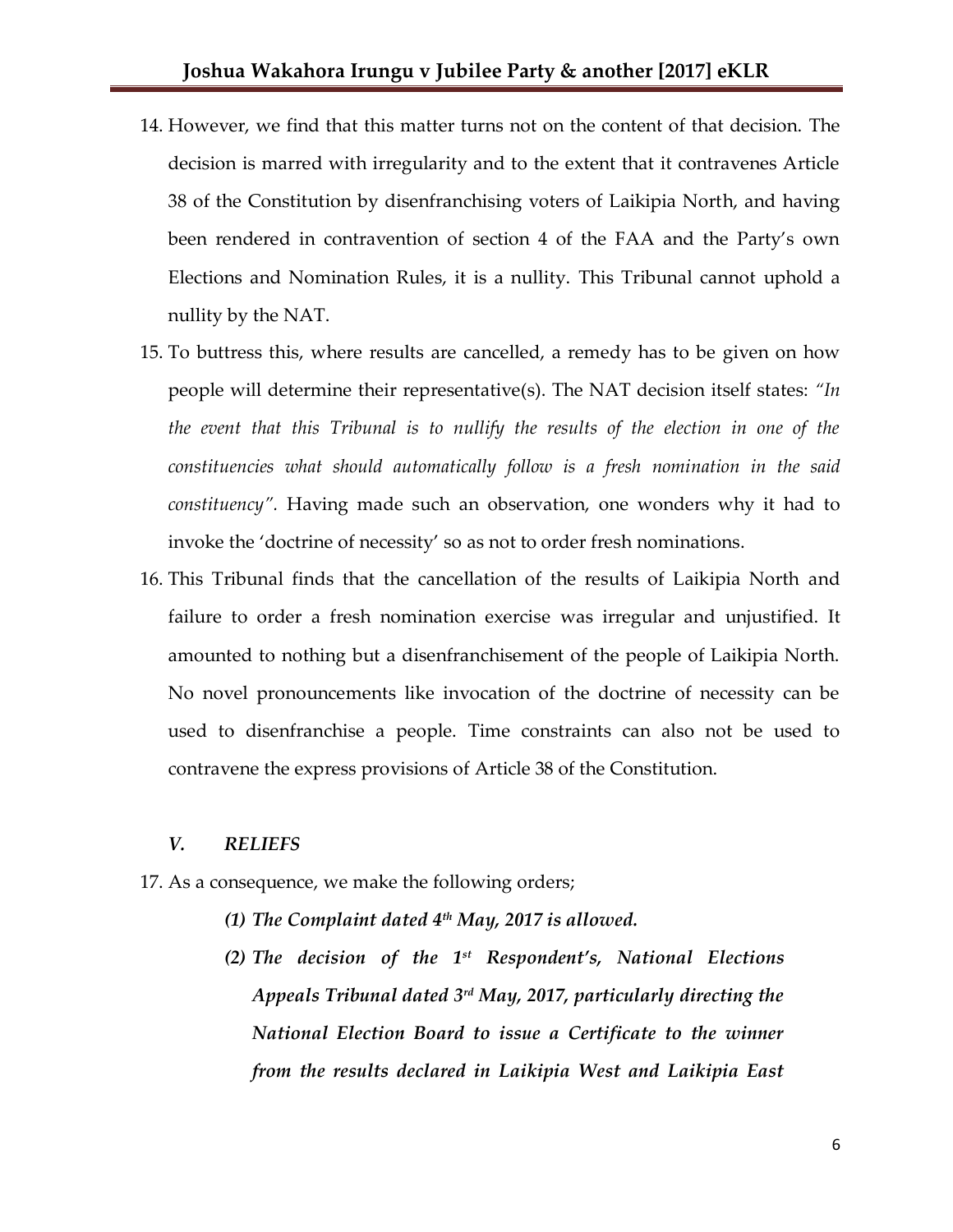14. However, we find that this matter turns not on the content of that decision. The decision is marred with irregularity and to the extent that it contravenes Article 38 of the Constitution by disenfranchising voters of Laikipia North, and having been rendered in contravention of section 4 of the FAA and the Party's own Elections and Nomination Rules, it is a nullity. This Tribunal cannot uphold a nullity by the NAT.

15. To buttress this, where results are cancelled, a remedy has to be given on how people will determine their representative(s). The NAT decision itself states: *"In the event that this Tribunal is to nullify the results of the election in one of the constituencies what should automatically follow is a fresh nomination in the said constituency".* Having made such an observation, one wonders why it had to invoke the 'doctrine of necessity' so as not to order fresh nominations.

16. This Tribunal finds that the cancellation of the results of Laikipia North and failure to order a fresh nomination exercise was irregular and unjustified. It amounted to nothing but a disenfranchisement of the people of Laikipia North. No novel pronouncements like invocation of the doctrine of necessity can be used to disenfranchise a people. Time constraints can also not be used to contravene the express provisions of Article 38 of the Constitution.

### *V. RELIEFS*

17. As a consequence, we make the following orders;

    ***(1) The Complaint dated 4th May, 2017 is allowed.***

    ***(2) The decision of the 1st Respondent's, National Elections Appeals Tribunal dated 3rd May, 2017, particularly directing the National Election Board to issue a Certificate to the winner from the results declared in Laikipia West and Laikipia East***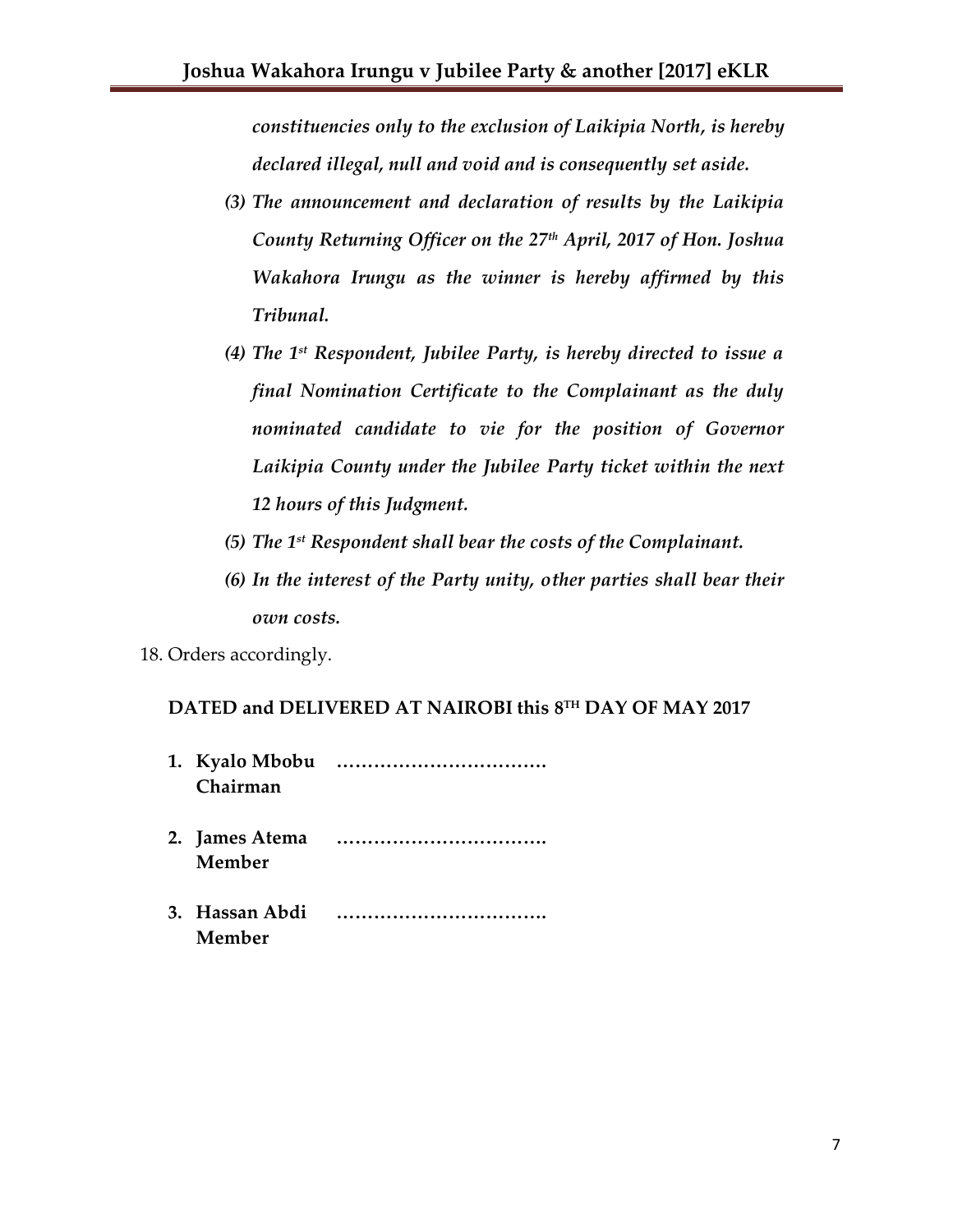*constituencies only to the exclusion of Laikipia North, is hereby declared illegal, null and void and is consequently set aside.*

*(3) The announcement and declaration of results by the Laikipia County Returning Officer on the 27th April, 2017 of Hon. Joshua Wakahora Irungu as the winner is hereby affirmed by this Tribunal.*

*(4) The 1st Respondent, Jubilee Party, is hereby directed to issue a final Nomination Certificate to the Complainant as the duly nominated candidate to vie for the position of Governor Laikipia County under the Jubilee Party ticket within the next 12 hours of this Judgment.*

*(5) The 1st Respondent shall bear the costs of the Complainant.*

*(6) In the interest of the Party unity, other parties shall bear their own costs.*

18. Orders accordingly.

**DATED and DELIVERED AT NAIROBI this 8TH DAY OF MAY 2017**

1. **Kyalo Mbobu** ……………………………
   **Chairman**

2. **James Atema** ……………………………
   **Member**

3. **Hassan Abdi** ……………………………
   **Member**